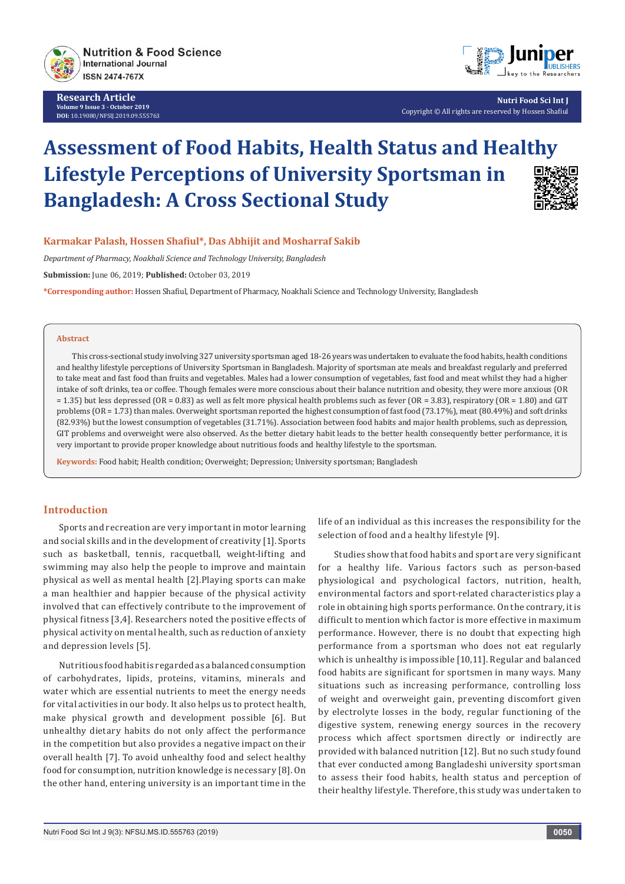Research Article
Volume 9 Issue 3 - October 2019
DOI: 10.19080/NFSIJ.2019.09.555763

Copyright © All rights are reserved by Hossen Shafiul

# Assessment of Food Habits, Health Status and Healthy Lifestyle Perceptions of University Sportsman in Bangladesh: A Cross Sectional Study

**Karmakar Palash, Hossen Shafiul\*, Das Abhijit and Mosharraf Sakib**

*Department of Pharmacy, Noakhali Science and Technology University, Bangladesh*

**Submission:** June 06, 2019; **Published:** October 03, 2019

**\*Corresponding author:** Hossen Shafiul, Department of Pharmacy, Noakhali Science and Technology University, Bangladesh

## Abstract

This cross-sectional study involving 327 university sportsman aged 18-26 years was undertaken to evaluate the food habits, health conditions and healthy lifestyle perceptions of University Sportsman in Bangladesh. Majority of sportsman ate meals and breakfast regularly and preferred to take meat and fast food than fruits and vegetables. Males had a lower consumption of vegetables, fast food and meat whilst they had a higher intake of soft drinks, tea or coffee. Though females were more conscious about their balance nutrition and obesity, they were more anxious (OR = 1.35) but less depressed (OR = 0.83) as well as felt more physical health problems such as fever (OR = 3.83), respiratory (OR = 1.80) and GIT problems (OR = 1.73) than males. Overweight sportsman reported the highest consumption of fast food (73.17%), meat (80.49%) and soft drinks (82.93%) but the lowest consumption of vegetables (31.71%). Association between food habits and major health problems, such as depression, GIT problems and overweight were also observed. As the better dietary habit leads to the better health consequently better performance, it is very important to provide proper knowledge about nutritious foods and healthy lifestyle to the sportsman.

**Keywords:** Food habit; Health condition; Overweight; Depression; University sportsman; Bangladesh

## Introduction

Sports and recreation are very important in motor learning and social skills and in the development of creativity [1]. Sports such as basketball, tennis, racquetball, weight-lifting and swimming may also help the people to improve and maintain physical as well as mental health [2]. Playing sports can make a man healthier and happier because of the physical activity involved that can effectively contribute to the improvement of physical fitness [3,4]. Researchers noted the positive effects of physical activity on mental health, such as reduction of anxiety and depression levels [5].

Nutritious food habit is regarded as a balanced consumption of carbohydrates, lipids, proteins, vitamins, minerals and water which are essential nutrients to meet the energy needs for vital activities in our body. It also helps us to protect health, make physical growth and development possible [6]. But unhealthy dietary habits do not only affect the performance in the competition but also provides a negative impact on their overall health [7]. To avoid unhealthy food and select healthy food for consumption, nutrition knowledge is necessary [8]. On the other hand, entering university is an important time in the life of an individual as this increases the responsibility for the selection of food and a healthy lifestyle [9].

Studies show that food habits and sport are very significant for a healthy life. Various factors such as person-based physiological and psychological factors, nutrition, health, environmental factors and sport-related characteristics play a role in obtaining high sports performance. On the contrary, it is difficult to mention which factor is more effective in maximum performance. However, there is no doubt that expecting high performance from a sportsman who does not eat regularly which is unhealthy is impossible [10,11]. Regular and balanced food habits are significant for sportsmen in many ways. Many situations such as increasing performance, controlling loss of weight and overweight gain, preventing discomfort given by electrolyte losses in the body, regular functioning of the digestive system, renewing energy sources in the recovery process which affect sportsmen directly or indirectly are provided with balanced nutrition [12]. But no such study found that ever conducted among Bangladeshi university sportsman to assess their food habits, health status and perception of their healthy lifestyle. Therefore, this study was undertaken to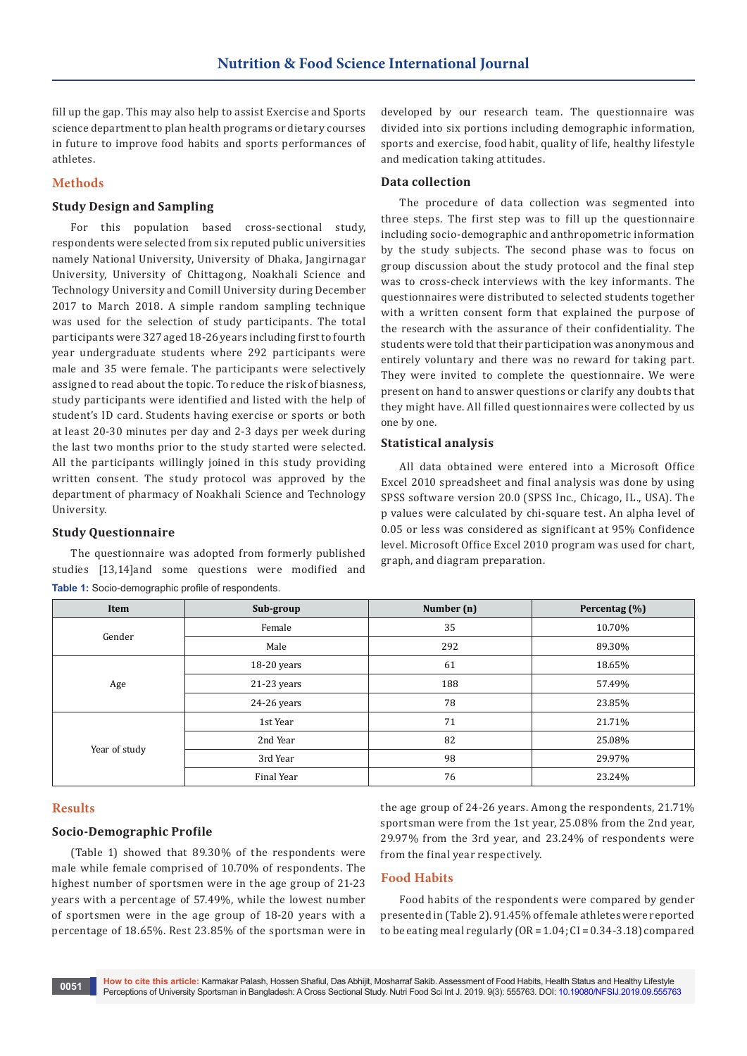fill up the gap. This may also help to assist Exercise and Sports science department to plan health programs or dietary courses in future to improve food habits and sports performances of athletes.

## Methods

### Study Design and Sampling

For this population based cross-sectional study, respondents were selected from six reputed public universities namely National University, University of Dhaka, Jangirnagar University, University of Chittagong, Noakhali Science and Technology University and Comill University during December 2017 to March 2018. A simple random sampling technique was used for the selection of study participants. The total participants were 327 aged 18-26 years including first to fourth year undergraduate students where 292 participants were male and 35 were female. The participants were selectively assigned to read about the topic. To reduce the risk of biasness, study participants were identified and listed with the help of student's ID card. Students having exercise or sports or both at least 20-30 minutes per day and 2-3 days per week during the last two months prior to the study started were selected. All the participants willingly joined in this study providing written consent. The study protocol was approved by the department of pharmacy of Noakhali Science and Technology University.

### Study Questionnaire

The questionnaire was adopted from formerly published studies [13,14]and some questions were modified and developed by our research team. The questionnaire was divided into six portions including demographic information, sports and exercise, food habit, quality of life, healthy lifestyle and medication taking attitudes.

### Data collection

The procedure of data collection was segmented into three steps. The first step was to fill up the questionnaire including socio-demographic and anthropometric information by the study subjects. The second phase was to focus on group discussion about the study protocol and the final step was to cross-check interviews with the key informants. The questionnaires were distributed to selected students together with a written consent form that explained the purpose of the research with the assurance of their confidentiality. The students were told that their participation was anonymous and entirely voluntary and there was no reward for taking part. They were invited to complete the questionnaire. We were present on hand to answer questions or clarify any doubts that they might have. All filled questionnaires were collected by us one by one.

### Statistical analysis

All data obtained were entered into a Microsoft Office Excel 2010 spreadsheet and final analysis was done by using SPSS software version 20.0 (SPSS Inc., Chicago, IL., USA). The p values were calculated by chi-square test. An alpha level of 0.05 or less was considered as significant at 95% Confidence level. Microsoft Office Excel 2010 program was used for chart, graph, and diagram preparation.

**Table 1:** Socio-demographic profile of respondents.

| Item | Sub-group | Number (n) | Percentag (%) |
|---|---|---|---|
| Gender | Female | 35 | 10.70% |
| | Male | 292 | 89.30% |
| Age | 18-20 years | 61 | 18.65% |
| | 21-23 years | 188 | 57.49% |
| | 24-26 years | 78 | 23.85% |
| Year of study | 1st Year | 71 | 21.71% |
| | 2nd Year | 82 | 25.08% |
| | 3rd Year | 98 | 29.97% |
| | Final Year | 76 | 23.24% |

## Results

### Socio-Demographic Profile

(Table 1) showed that 89.30% of the respondents were male while female comprised of 10.70% of respondents. The highest number of sportsmen were in the age group of 21-23 years with a percentage of 57.49%, while the lowest number of sportsmen were in the age group of 18-20 years with a percentage of 18.65%. Rest 23.85% of the sportsman were in the age group of 24-26 years. Among the respondents, 21.71% sportsman were from the 1st year, 25.08% from the 2nd year, 29.97% from the 3rd year, and 23.24% of respondents were from the final year respectively.

### Food Habits

Food habits of the respondents were compared by gender presented in (Table 2). 91.45% of female athletes were reported to be eating meal regularly (OR = 1.04; CI = 0.34-3.18) compared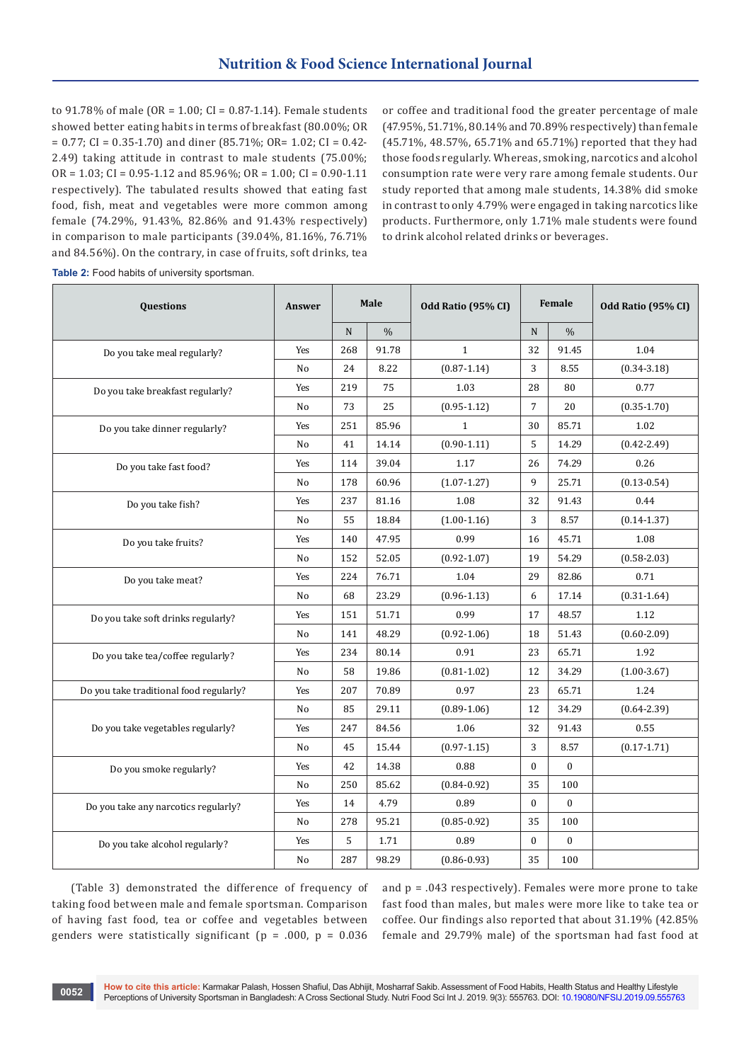to 91.78% of male (OR = 1.00; CI = 0.87-1.14). Female students showed better eating habits in terms of breakfast (80.00%; OR = 0.77; CI = 0.35-1.70) and diner (85.71%; OR= 1.02; CI = 0.42-2.49) taking attitude in contrast to male students (75.00%; OR = 1.03; CI = 0.95-1.12 and 85.96%; OR = 1.00; CI = 0.90-1.11 respectively). The tabulated results showed that eating fast food, fish, meat and vegetables were more common among female (74.29%, 91.43%, 82.86% and 91.43% respectively) in comparison to male participants (39.04%, 81.16%, 76.71% and 84.56%). On the contrary, in case of fruits, soft drinks, tea or coffee and traditional food the greater percentage of male (47.95%, 51.71%, 80.14% and 70.89% respectively) than female (45.71%, 48.57%, 65.71% and 65.71%) reported that they had those foods regularly. Whereas, smoking, narcotics and alcohol consumption rate were very rare among female students. Our study reported that among male students, 14.38% did smoke in contrast to only 4.79% were engaged in taking narcotics like products. Furthermore, only 1.71% male students were found to drink alcohol related drinks or beverages.

**Table 2:** Food habits of university sportsman.

| Questions | Answer | Male | | Odd Ratio (95% CI) | Female | | Odd Ratio (95% CI) |
|---|---|---|---|---|---|---|---|
| | | N | % | | N | % | |
| Do you take meal regularly? | Yes | 268 | 91.78 | 1 | 32 | 91.45 | 1.04 |
| | No | 24 | 8.22 | (0.87-1.14) | 3 | 8.55 | (0.34-3.18) |
| Do you take breakfast regularly? | Yes | 219 | 75 | 1.03 | 28 | 80 | 0.77 |
| | No | 73 | 25 | (0.95-1.12) | 7 | 20 | (0.35-1.70) |
| Do you take dinner regularly? | Yes | 251 | 85.96 | 1 | 30 | 85.71 | 1.02 |
| | No | 41 | 14.14 | (0.90-1.11) | 5 | 14.29 | (0.42-2.49) |
| Do you take fast food? | Yes | 114 | 39.04 | 1.17 | 26 | 74.29 | 0.26 |
| | No | 178 | 60.96 | (1.07-1.27) | 9 | 25.71 | (0.13-0.54) |
| Do you take fish? | Yes | 237 | 81.16 | 1.08 | 32 | 91.43 | 0.44 |
| | No | 55 | 18.84 | (1.00-1.16) | 3 | 8.57 | (0.14-1.37) |
| Do you take fruits? | Yes | 140 | 47.95 | 0.99 | 16 | 45.71 | 1.08 |
| | No | 152 | 52.05 | (0.92-1.07) | 19 | 54.29 | (0.58-2.03) |
| Do you take meat? | Yes | 224 | 76.71 | 1.04 | 29 | 82.86 | 0.71 |
| | No | 68 | 23.29 | (0.96-1.13) | 6 | 17.14 | (0.31-1.64) |
| Do you take soft drinks regularly? | Yes | 151 | 51.71 | 0.99 | 17 | 48.57 | 1.12 |
| | No | 141 | 48.29 | (0.92-1.06) | 18 | 51.43 | (0.60-2.09) |
| Do you take tea/coffee regularly? | Yes | 234 | 80.14 | 0.91 | 23 | 65.71 | 1.92 |
| | No | 58 | 19.86 | (0.81-1.02) | 12 | 34.29 | (1.00-3.67) |
| Do you take traditional food regularly? | Yes | 207 | 70.89 | 0.97 | 23 | 65.71 | 1.24 |
| | No | 85 | 29.11 | (0.89-1.06) | 12 | 34.29 | (0.64-2.39) |
| Do you take vegetables regularly? | Yes | 247 | 84.56 | 1.06 | 32 | 91.43 | 0.55 |
| | No | 45 | 15.44 | (0.97-1.15) | 3 | 8.57 | (0.17-1.71) |
| Do you smoke regularly? | Yes | 42 | 14.38 | 0.88 | 0 | 0 | |
| | No | 250 | 85.62 | (0.84-0.92) | 35 | 100 | |
| Do you take any narcotics regularly? | Yes | 14 | 4.79 | 0.89 | 0 | 0 | |
| | No | 278 | 95.21 | (0.85-0.92) | 35 | 100 | |
| Do you take alcohol regularly? | Yes | 5 | 1.71 | 0.89 | 0 | 0 | |
| | No | 287 | 98.29 | (0.86-0.93) | 35 | 100 | |

(Table 3) demonstrated the difference of frequency of taking food between male and female sportsman. Comparison of having fast food, tea or coffee and vegetables between genders were statistically significant (p = .000, p = 0.036 and p = .043 respectively). Females were more prone to take fast food than males, but males were more like to take tea or coffee. Our findings also reported that about 31.19% (42.85% female and 29.79% male) of the sportsman had fast food at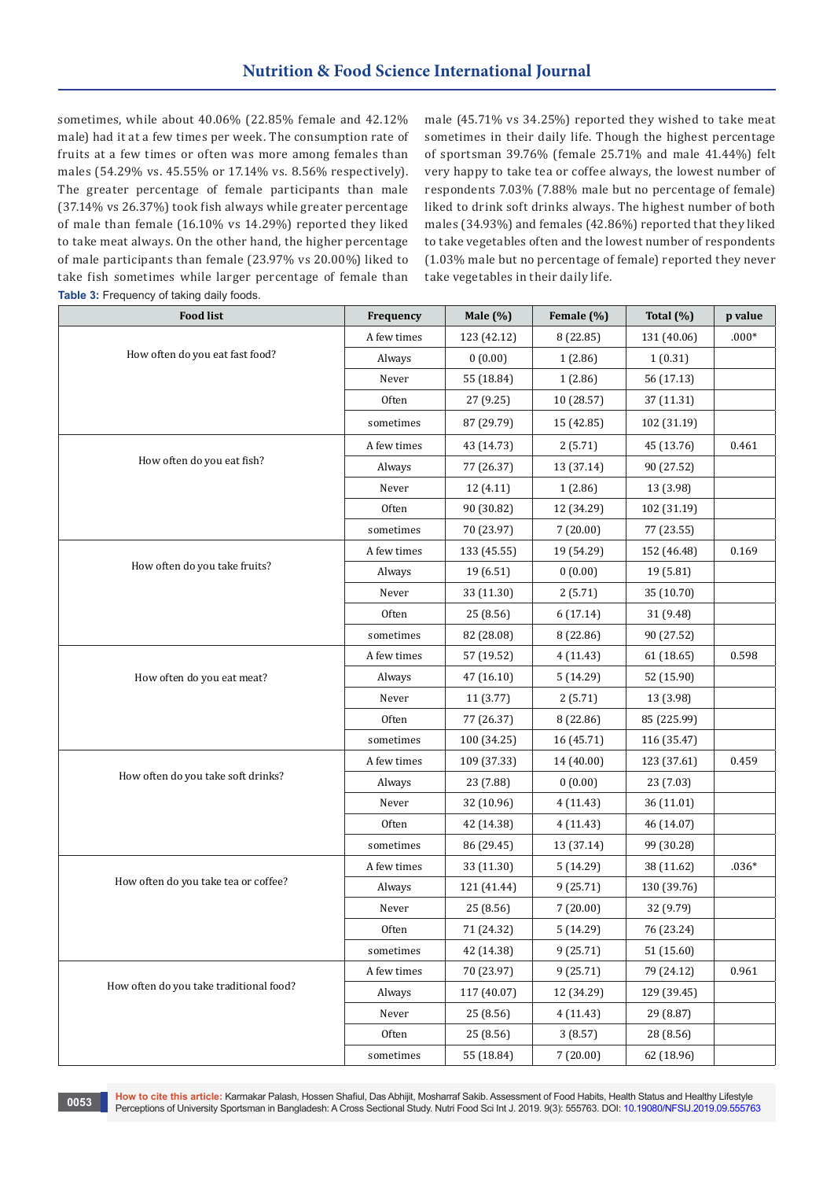sometimes, while about 40.06% (22.85% female and 42.12% male) had it at a few times per week. The consumption rate of fruits at a few times or often was more among females than males (54.29% vs. 45.55% or 17.14% vs. 8.56% respectively). The greater percentage of female participants than male (37.14% vs 26.37%) took fish always while greater percentage of male than female (16.10% vs 14.29%) reported they liked to take meat always. On the other hand, the higher percentage of male participants than female (23.97% vs 20.00%) liked to take fish sometimes while larger percentage of female than male (45.71% vs 34.25%) reported they wished to take meat sometimes in their daily life. Though the highest percentage of sportsman 39.76% (female 25.71% and male 41.44%) felt very happy to take tea or coffee always, the lowest number of respondents 7.03% (7.88% male but no percentage of female) liked to drink soft drinks always. The highest number of both males (34.93%) and females (42.86%) reported that they liked to take vegetables often and the lowest number of respondents (1.03% male but no percentage of female) reported they never take vegetables in their daily life.

**Table 3:** Frequency of taking daily foods.

| Food list | Frequency | Male (%) | Female (%) | Total (%) | p value |
|---|---|---|---|---|---|
| How often do you eat fast food? | A few times | 123 (42.12) | 8 (22.85) | 131 (40.06) | .000* |
| | Always | 0 (0.00) | 1 (2.86) | 1 (0.31) | |
| | Never | 55 (18.84) | 1 (2.86) | 56 (17.13) | |
| | Often | 27 (9.25) | 10 (28.57) | 37 (11.31) | |
| | sometimes | 87 (29.79) | 15 (42.85) | 102 (31.19) | |
| How often do you eat fish? | A few times | 43 (14.73) | 2 (5.71) | 45 (13.76) | 0.461 |
| | Always | 77 (26.37) | 13 (37.14) | 90 (27.52) | |
| | Never | 12 (4.11) | 1 (2.86) | 13 (3.98) | |
| | Often | 90 (30.82) | 12 (34.29) | 102 (31.19) | |
| | sometimes | 70 (23.97) | 7 (20.00) | 77 (23.55) | |
| How often do you take fruits? | A few times | 133 (45.55) | 19 (54.29) | 152 (46.48) | 0.169 |
| | Always | 19 (6.51) | 0 (0.00) | 19 (5.81) | |
| | Never | 33 (11.30) | 2 (5.71) | 35 (10.70) | |
| | Often | 25 (8.56) | 6 (17.14) | 31 (9.48) | |
| | sometimes | 82 (28.08) | 8 (22.86) | 90 (27.52) | |
| How often do you eat meat? | A few times | 57 (19.52) | 4 (11.43) | 61 (18.65) | 0.598 |
| | Always | 47 (16.10) | 5 (14.29) | 52 (15.90) | |
| | Never | 11 (3.77) | 2 (5.71) | 13 (3.98) | |
| | Often | 77 (26.37) | 8 (22.86) | 85 (225.99) | |
| | sometimes | 100 (34.25) | 16 (45.71) | 116 (35.47) | |
| How often do you take soft drinks? | A few times | 109 (37.33) | 14 (40.00) | 123 (37.61) | 0.459 |
| | Always | 23 (7.88) | 0 (0.00) | 23 (7.03) | |
| | Never | 32 (10.96) | 4 (11.43) | 36 (11.01) | |
| | Often | 42 (14.38) | 4 (11.43) | 46 (14.07) | |
| | sometimes | 86 (29.45) | 13 (37.14) | 99 (30.28) | |
| How often do you take tea or coffee? | A few times | 33 (11.30) | 5 (14.29) | 38 (11.62) | .036* |
| | Always | 121 (41.44) | 9 (25.71) | 130 (39.76) | |
| | Never | 25 (8.56) | 7 (20.00) | 32 (9.79) | |
| | Often | 71 (24.32) | 5 (14.29) | 76 (23.24) | |
| | sometimes | 42 (14.38) | 9 (25.71) | 51 (15.60) | |
| How often do you take traditional food? | A few times | 70 (23.97) | 9 (25.71) | 79 (24.12) | 0.961 |
| | Always | 117 (40.07) | 12 (34.29) | 129 (39.45) | |
| | Never | 25 (8.56) | 4 (11.43) | 29 (8.87) | |
| | Often | 25 (8.56) | 3 (8.57) | 28 (8.56) | |
| | sometimes | 55 (18.84) | 7 (20.00) | 62 (18.96) | |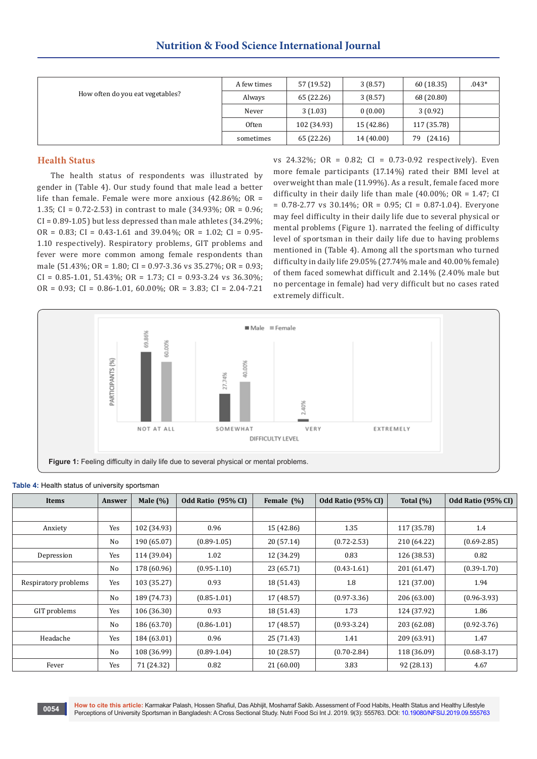| How often do you eat vegetables? | A few times | 57 (19.52) | 3 (8.57) | 60 (18.35) | .043* |
|---|---|---|---|---|---|
| | Always | 65 (22.26) | 3 (8.57) | 68 (20.80) | |
| | Never | 3 (1.03) | 0 (0.00) | 3 (0.92) | |
| | Often | 102 (34.93) | 15 (42.86) | 117 (35.78) | |
| | sometimes | 65 (22.26) | 14 (40.00) | 79 (24.16) | |

## Health Status

The health status of respondents was illustrated by gender in (Table 4). Our study found that male lead a better life than female. Female were more anxious (42.86%; OR = 1.35; CI = 0.72-2.53) in contrast to male (34.93%; OR = 0.96; CI = 0.89-1.05) but less depressed than male athletes (34.29%; OR = 0.83; CI = 0.43-1.61 and 39.04%; OR = 1.02; CI = 0.95-1.10 respectively). Respiratory problems, GIT problems and fever were more common among female respondents than male (51.43%; OR = 1.80; CI = 0.97-3.36 vs 35.27%; OR = 0.93; CI = 0.85-1.01, 51.43%; OR = 1.73; CI = 0.93-3.24 vs 36.30%; OR = 0.93; CI = 0.86-1.01, 60.00%; OR = 3.83; CI = 2.04-7.21 vs 24.32%; OR = 0.82; CI = 0.73-0.92 respectively). Even more female participants (17.14%) rated their BMI level at overweight than male (11.99%). As a result, female faced more difficulty in their daily life than male (40.00%; OR = 1.47; CI = 0.78-2.77 vs 30.14%; OR = 0.95; CI = 0.87-1.04). Everyone may feel difficulty in their daily life due to several physical or mental problems (Figure 1). narrated the feeling of difficulty level of sportsman in their daily life due to having problems mentioned in (Table 4). Among all the sportsman who turned difficulty in daily life 29.05% (27.74% male and 40.00% female) of them faced somewhat difficult and 2.14% (2.40% male but no percentage in female) had very difficult but no cases rated extremely difficult.

**Figure 1:** Feeling difficulty in daily life due to several physical or mental problems.

**Table 4:** Health status of university sportsman

| Items | Answer | Male (%) | Odd Ratio (95% CI) | Female (%) | Odd Ratio (95% CI) | Total (%) | Odd Ratio (95% CI) |
|---|---|---|---|---|---|---|---|
| | | | | | | | |
| Anxiety | Yes | 102 (34.93) | 0.96 | 15 (42.86) | 1.35 | 117 (35.78) | 1.4 |
| | No | 190 (65.07) | (0.89-1.05) | 20 (57.14) | (0.72-2.53) | 210 (64.22) | (0.69-2.85) |
| Depression | Yes | 114 (39.04) | 1.02 | 12 (34.29) | 0.83 | 126 (38.53) | 0.82 |
| | No | 178 (60.96) | (0.95-1.10) | 23 (65.71) | (0.43-1.61) | 201 (61.47) | (0.39-1.70) |
| Respiratory problems | Yes | 103 (35.27) | 0.93 | 18 (51.43) | 1.8 | 121 (37.00) | 1.94 |
| | No | 189 (74.73) | (0.85-1.01) | 17 (48.57) | (0.97-3.36) | 206 (63.00) | (0.96-3.93) |
| GIT problems | Yes | 106 (36.30) | 0.93 | 18 (51.43) | 1.73 | 124 (37.92) | 1.86 |
| | No | 186 (63.70) | (0.86-1.01) | 17 (48.57) | (0.93-3.24) | 203 (62.08) | (0.92-3.76) |
| Headache | Yes | 184 (63.01) | 0.96 | 25 (71.43) | 1.41 | 209 (63.91) | 1.47 |
| | No | 108 (36.99) | (0.89-1.04) | 10 (28.57) | (0.70-2.84) | 118 (36.09) | (0.68-3.17) |
| Fever | Yes | 71 (24.32) | 0.82 | 21 (60.00) | 3.83 | 92 (28.13) | 4.67 |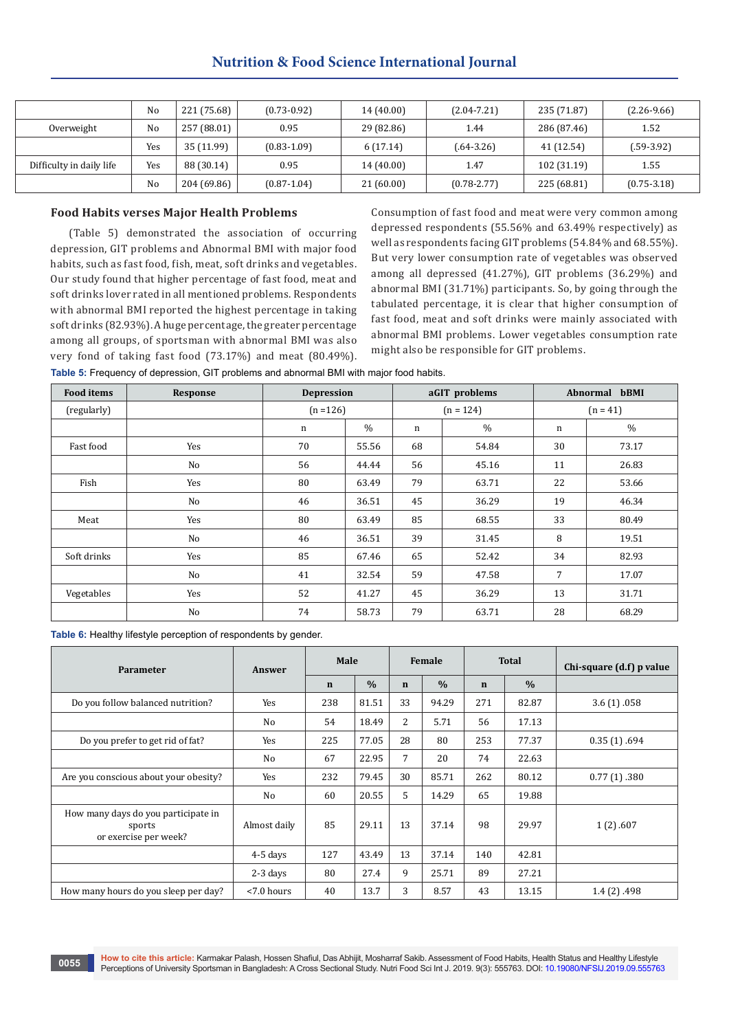|  | No | 221 (75.68) | (0.73-0.92) | 14 (40.00) | (2.04-7.21) | 235 (71.87) | (2.26-9.66) |
|---|---|---|---|---|---|---|---|
| Overweight | No | 257 (88.01) | 0.95 | 29 (82.86) | 1.44 | 286 (87.46) | 1.52 |
|  | Yes | 35 (11.99) | (0.83-1.09) | 6 (17.14) | (.64-3.26) | 41 (12.54) | (.59-3.92) |
| Difficulty in daily life | Yes | 88 (30.14) | 0.95 | 14 (40.00) | 1.47 | 102 (31.19) | 1.55 |
|  | No | 204 (69.86) | (0.87-1.04) | 21 (60.00) | (0.78-2.77) | 225 (68.81) | (0.75-3.18) |

### Food Habits verses Major Health Problems

(Table 5) demonstrated the association of occurring depression, GIT problems and Abnormal BMI with major food habits, such as fast food, fish, meat, soft drinks and vegetables. Our study found that higher percentage of fast food, meat and soft drinks lover rated in all mentioned problems. Respondents with abnormal BMI reported the highest percentage in taking soft drinks (82.93%). A huge percentage, the greater percentage among all groups, of sportsman with abnormal BMI was also very fond of taking fast food (73.17%) and meat (80.49%). Consumption of fast food and meat were very common among depressed respondents (55.56% and 63.49% respectively) as well as respondents facing GIT problems (54.84% and 68.55%). But very lower consumption rate of vegetables was observed among all depressed (41.27%), GIT problems (36.29%) and abnormal BMI (31.71%) participants. So, by going through the tabulated percentage, it is clear that higher consumption of fast food, meat and soft drinks were mainly associated with abnormal BMI problems. Lower vegetables consumption rate might also be responsible for GIT problems.

**Table 5:** Frequency of depression, GIT problems and abnormal BMI with major food habits.

| Food items | Response | Depression | | aGIT problems | | Abnormal bBMI | |
|---|---|---|---|---|---|---|---|
| (regularly) |  | (n =126) | | (n = 124) | | (n = 41) | |
|  |  | n | % | n | % | n | % |
| Fast food | Yes | 70 | 55.56 | 68 | 54.84 | 30 | 73.17 |
|  | No | 56 | 44.44 | 56 | 45.16 | 11 | 26.83 |
| Fish | Yes | 80 | 63.49 | 79 | 63.71 | 22 | 53.66 |
|  | No | 46 | 36.51 | 45 | 36.29 | 19 | 46.34 |
| Meat | Yes | 80 | 63.49 | 85 | 68.55 | 33 | 80.49 |
|  | No | 46 | 36.51 | 39 | 31.45 | 8 | 19.51 |
| Soft drinks | Yes | 85 | 67.46 | 65 | 52.42 | 34 | 82.93 |
|  | No | 41 | 32.54 | 59 | 47.58 | 7 | 17.07 |
| Vegetables | Yes | 52 | 41.27 | 45 | 36.29 | 13 | 31.71 |
|  | No | 74 | 58.73 | 79 | 63.71 | 28 | 68.29 |

**Table 6:** Healthy lifestyle perception of respondents by gender.

| Parameter | Answer | Male | | Female | | Total | | Chi-square (d.f) p value |
|---|---|---|---|---|---|---|---|---|
|  |  | n | % | n | % | n | % |  |
| Do you follow balanced nutrition? | Yes | 238 | 81.51 | 33 | 94.29 | 271 | 82.87 | 3.6 (1) .058 |
|  | No | 54 | 18.49 | 2 | 5.71 | 56 | 17.13 |  |
| Do you prefer to get rid of fat? | Yes | 225 | 77.05 | 28 | 80 | 253 | 77.37 | 0.35 (1) .694 |
|  | No | 67 | 22.95 | 7 | 20 | 74 | 22.63 |  |
| Are you conscious about your obesity? | Yes | 232 | 79.45 | 30 | 85.71 | 262 | 80.12 | 0.77 (1) .380 |
|  | No | 60 | 20.55 | 5 | 14.29 | 65 | 19.88 |  |
| How many days do you participate in sports or exercise per week? | Almost daily | 85 | 29.11 | 13 | 37.14 | 98 | 29.97 | 1 (2) .607 |
|  | 4-5 days | 127 | 43.49 | 13 | 37.14 | 140 | 42.81 |  |
|  | 2-3 days | 80 | 27.4 | 9 | 25.71 | 89 | 27.21 |  |
| How many hours do you sleep per day? | <7.0 hours | 40 | 13.7 | 3 | 8.57 | 43 | 13.15 | 1.4 (2) .498 |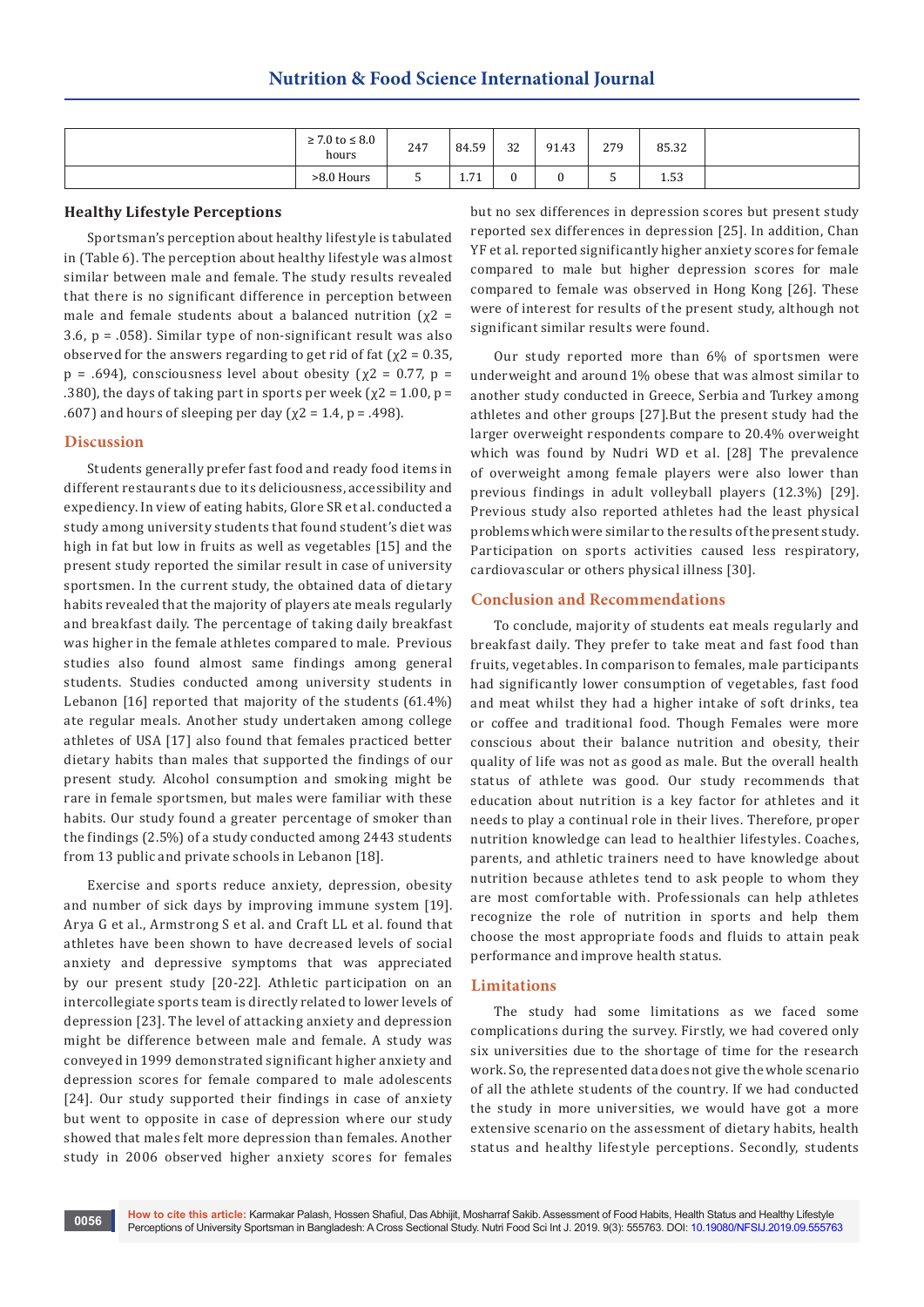| | ≥ 7.0 to ≤ 8.0 hours | 247 | 84.59 | 32 | 91.43 | 279 | 85.32 | |
|---|---|---|---|---|---|---|---|---|
| | >8.0 Hours | 5 | 1.71 | 0 | 0 | 5 | 1.53 | |

## Healthy Lifestyle Perceptions

Sportsman's perception about healthy lifestyle is tabulated in (Table 6). The perception about healthy lifestyle was almost similar between male and female. The study results revealed that there is no significant difference in perception between male and female students about a balanced nutrition ($\chi2$ = 3.6, p = .058). Similar type of non-significant result was also observed for the answers regarding to get rid of fat ($\chi2$ = 0.35, p = .694), consciousness level about obesity ($\chi2$ = 0.77, p = .380), the days of taking part in sports per week ($\chi2$ = 1.00, p = .607) and hours of sleeping per day ($\chi2$ = 1.4, p = .498).

## Discussion

Students generally prefer fast food and ready food items in different restaurants due to its deliciousness, accessibility and expediency. In view of eating habits, Glore SR et al. conducted a study among university students that found student's diet was high in fat but low in fruits as well as vegetables [15] and the present study reported the similar result in case of university sportsmen. In the current study, the obtained data of dietary habits revealed that the majority of players ate meals regularly and breakfast daily. The percentage of taking daily breakfast was higher in the female athletes compared to male. Previous studies also found almost same findings among general students. Studies conducted among university students in Lebanon [16] reported that majority of the students (61.4%) ate regular meals. Another study undertaken among college athletes of USA [17] also found that females practiced better dietary habits than males that supported the findings of our present study. Alcohol consumption and smoking might be rare in female sportsmen, but males were familiar with these habits. Our study found a greater percentage of smoker than the findings (2.5%) of a study conducted among 2443 students from 13 public and private schools in Lebanon [18].

Exercise and sports reduce anxiety, depression, obesity and number of sick days by improving immune system [19]. Arya G et al., Armstrong S et al. and Craft LL et al. found that athletes have been shown to have decreased levels of social anxiety and depressive symptoms that was appreciated by our present study [20-22]. Athletic participation on an intercollegiate sports team is directly related to lower levels of depression [23]. The level of attacking anxiety and depression might be difference between male and female. A study was conveyed in 1999 demonstrated significant higher anxiety and depression scores for female compared to male adolescents [24]. Our study supported their findings in case of anxiety but went to opposite in case of depression where our study showed that males felt more depression than females. Another study in 2006 observed higher anxiety scores for females but no sex differences in depression scores but present study reported sex differences in depression [25]. In addition, Chan YF et al. reported significantly higher anxiety scores for female compared to male but higher depression scores for male compared to female was observed in Hong Kong [26]. These were of interest for results of the present study, although not significant similar results were found.

Our study reported more than 6% of sportsmen were underweight and around 1% obese that was almost similar to another study conducted in Greece, Serbia and Turkey among athletes and other groups [27].But the present study had the larger overweight respondents compare to 20.4% overweight which was found by Nudri WD et al. [28] The prevalence of overweight among female players were also lower than previous findings in adult volleyball players (12.3%) [29]. Previous study also reported athletes had the least physical problems which were similar to the results of the present study. Participation on sports activities caused less respiratory, cardiovascular or others physical illness [30].

## Conclusion and Recommendations

To conclude, majority of students eat meals regularly and breakfast daily. They prefer to take meat and fast food than fruits, vegetables. In comparison to females, male participants had significantly lower consumption of vegetables, fast food and meat whilst they had a higher intake of soft drinks, tea or coffee and traditional food. Though Females were more conscious about their balance nutrition and obesity, their quality of life was not as good as male. But the overall health status of athlete was good. Our study recommends that education about nutrition is a key factor for athletes and it needs to play a continual role in their lives. Therefore, proper nutrition knowledge can lead to healthier lifestyles. Coaches, parents, and athletic trainers need to have knowledge about nutrition because athletes tend to ask people to whom they are most comfortable with. Professionals can help athletes recognize the role of nutrition in sports and help them choose the most appropriate foods and fluids to attain peak performance and improve health status.

## Limitations

The study had some limitations as we faced some complications during the survey. Firstly, we had covered only six universities due to the shortage of time for the research work. So, the represented data does not give the whole scenario of all the athlete students of the country. If we had conducted the study in more universities, we would have got a more extensive scenario on the assessment of dietary habits, health status and healthy lifestyle perceptions. Secondly, students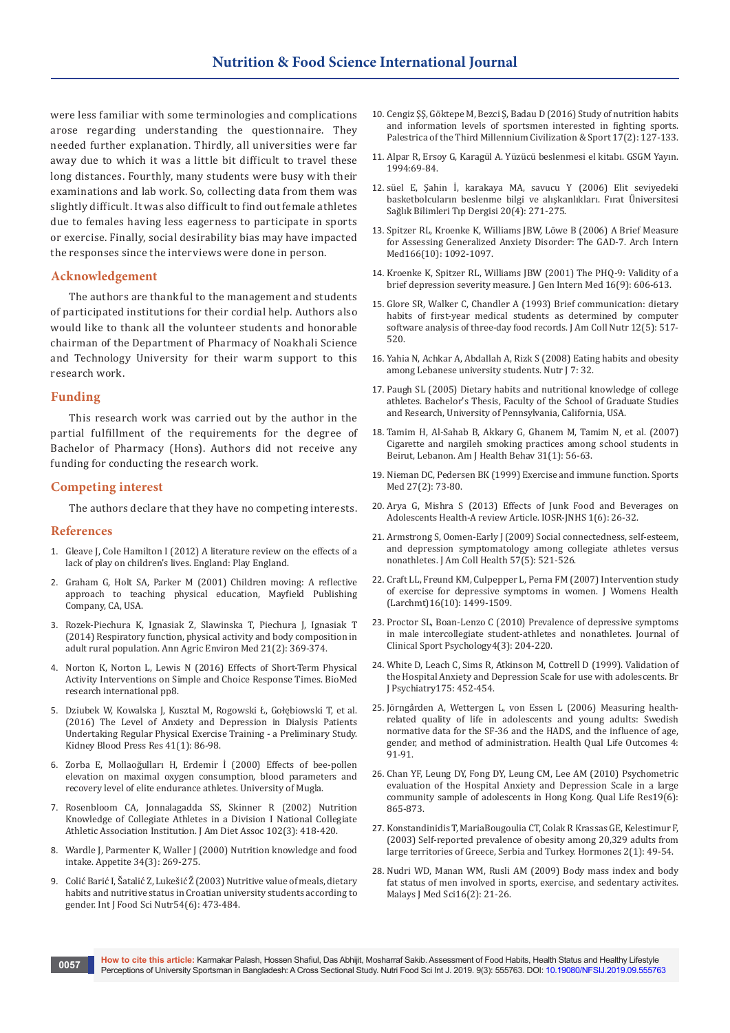were less familiar with some terminologies and complications arose regarding understanding the questionnaire. They needed further explanation. Thirdly, all universities were far away due to which it was a little bit difficult to travel these long distances. Fourthly, many students were busy with their examinations and lab work. So, collecting data from them was slightly difficult. It was also difficult to find out female athletes due to females having less eagerness to participate in sports or exercise. Finally, social desirability bias may have impacted the responses since the interviews were done in person.

## Acknowledgement

The authors are thankful to the management and students of participated institutions for their cordial help. Authors also would like to thank all the volunteer students and honorable chairman of the Department of Pharmacy of Noakhali Science and Technology University for their warm support to this research work.

## Funding

This research work was carried out by the author in the partial fulfillment of the requirements for the degree of Bachelor of Pharmacy (Hons). Authors did not receive any funding for conducting the research work.

## Competing interest

The authors declare that they have no competing interests.

## References

1. Gleave J, Cole Hamilton I (2012) A literature review on the effects of a lack of play on children's lives. England: Play England.
2. Graham G, Holt SA, Parker M (2001) Children moving: A reflective approach to teaching physical education, Mayfield Publishing Company, CA, USA.
3. Rozek-Piechura K, Ignasiak Z, Slawinska T, Piechura J, Ignasiak T (2014) Respiratory function, physical activity and body composition in adult rural population. Ann Agric Environ Med 21(2): 369-374.
4. Norton K, Norton L, Lewis N (2016) Effects of Short-Term Physical Activity Interventions on Simple and Choice Response Times. BioMed research international pp8.
5. Dziubek W, Kowalska J, Kusztal M, Rogowski Ł, Gołębiowski T, et al. (2016) The Level of Anxiety and Depression in Dialysis Patients Undertaking Regular Physical Exercise Training - a Preliminary Study. Kidney Blood Press Res 41(1): 86-98.
6. Zorba E, Mollaoğulları H, Erdemir İ (2000) Effects of bee-pollen elevation on maximal oxygen consumption, blood parameters and recovery level of elite endurance athletes. University of Mugla.
7. Rosenbloom CA, Jonnalagadda SS, Skinner R (2002) Nutrition Knowledge of Collegiate Athletes in a Division I National Collegiate Athletic Association Institution. J Am Diet Assoc 102(3): 418-420.
8. Wardle J, Parmenter K, Waller J (2000) Nutrition knowledge and food intake. Appetite 34(3): 269-275.
9. Colić Barić I, Šatalić Z, Lukešić Ž (2003) Nutritive value of meals, dietary habits and nutritive status in Croatian university students according to gender. Int J Food Sci Nutr54(6): 473-484.
10. Cengiz ŞŞ, Göktepe M, Bezci Ş, Badau D (2016) Study of nutrition habits and information levels of sportsmen interested in fighting sports. Palestrica of the Third Millennium Civilization & Sport 17(2): 127-133.
11. Alpar R, Ersoy G, Karagül A. Yüzücü beslenmesi el kitabı. GSGM Yayın. 1994:69-84.
12. süel E, Şahin İ, karakaya MA, savucu Y (2006) Elit seviyedeki basketbolcuların beslenme bilgi ve alışkanlıkları. Fırat Üniversitesi Sağlık Bilimleri Tıp Dergisi 20(4): 271-275.
13. Spitzer RL, Kroenke K, Williams JBW, Löwe B (2006) A Brief Measure for Assessing Generalized Anxiety Disorder: The GAD-7. Arch Intern Med166(10): 1092-1097.
14. Kroenke K, Spitzer RL, Williams JBW (2001) The PHQ-9: Validity of a brief depression severity measure. J Gen Intern Med 16(9): 606-613.
15. Glore SR, Walker C, Chandler A (1993) Brief communication: dietary habits of first-year medical students as determined by computer software analysis of three-day food records. J Am Coll Nutr 12(5): 517-520.
16. Yahia N, Achkar A, Abdallah A, Rizk S (2008) Eating habits and obesity among Lebanese university students. Nutr J 7: 32.
17. Paugh SL (2005) Dietary habits and nutritional knowledge of college athletes. Bachelor's Thesis, Faculty of the School of Graduate Studies and Research, University of Pennsylvania, California, USA.
18. Tamim H, Al-Sahab B, Akkary G, Ghanem M, Tamim N, et al. (2007) Cigarette and nargileh smoking practices among school students in Beirut, Lebanon. Am J Health Behav 31(1): 56-63.
19. Nieman DC, Pedersen BK (1999) Exercise and immune function. Sports Med 27(2): 73-80.
20. Arya G, Mishra S (2013) Effects of Junk Food and Beverages on Adolescents Health-A review Article. IOSR-JNHS 1(6): 26-32.
21. Armstrong S, Oomen-Early J (2009) Social connectedness, self-esteem, and depression symptomatology among collegiate athletes versus nonathletes. J Am Coll Health 57(5): 521-526.
22. Craft LL, Freund KM, Culpepper L, Perna FM (2007) Intervention study of exercise for depressive symptoms in women. J Womens Health (Larchmt)16(10): 1499-1509.
23. Proctor SL, Boan-Lenzo C (2010) Prevalence of depressive symptoms in male intercollegiate student-athletes and nonathletes. Journal of Clinical Sport Psychology4(3): 204-220.
24. White D, Leach C, Sims R, Atkinson M, Cottrell D (1999). Validation of the Hospital Anxiety and Depression Scale for use with adolescents. Br J Psychiatry175: 452-454.
25. Jörngården A, Wettergen L, von Essen L (2006) Measuring health-related quality of life in adolescents and young adults: Swedish normative data for the SF-36 and the HADS, and the influence of age, gender, and method of administration. Health Qual Life Outcomes 4: 91-91.
26. Chan YF, Leung DY, Fong DY, Leung CM, Lee AM (2010) Psychometric evaluation of the Hospital Anxiety and Depression Scale in a large community sample of adolescents in Hong Kong. Qual Life Res19(6): 865-873.
27. Konstandinidis T, MariaBougoulia CT, Colak R Krassas GE, Kelestimur F, (2003) Self-reported prevalence of obesity among 20,329 adults from large territories of Greece, Serbia and Turkey. Hormones 2(1): 49-54.
28. Nudri WD, Manan WM, Rusli AM (2009) Body mass index and body fat status of men involved in sports, exercise, and sedentary activites. Malays J Med Sci16(2): 21-26.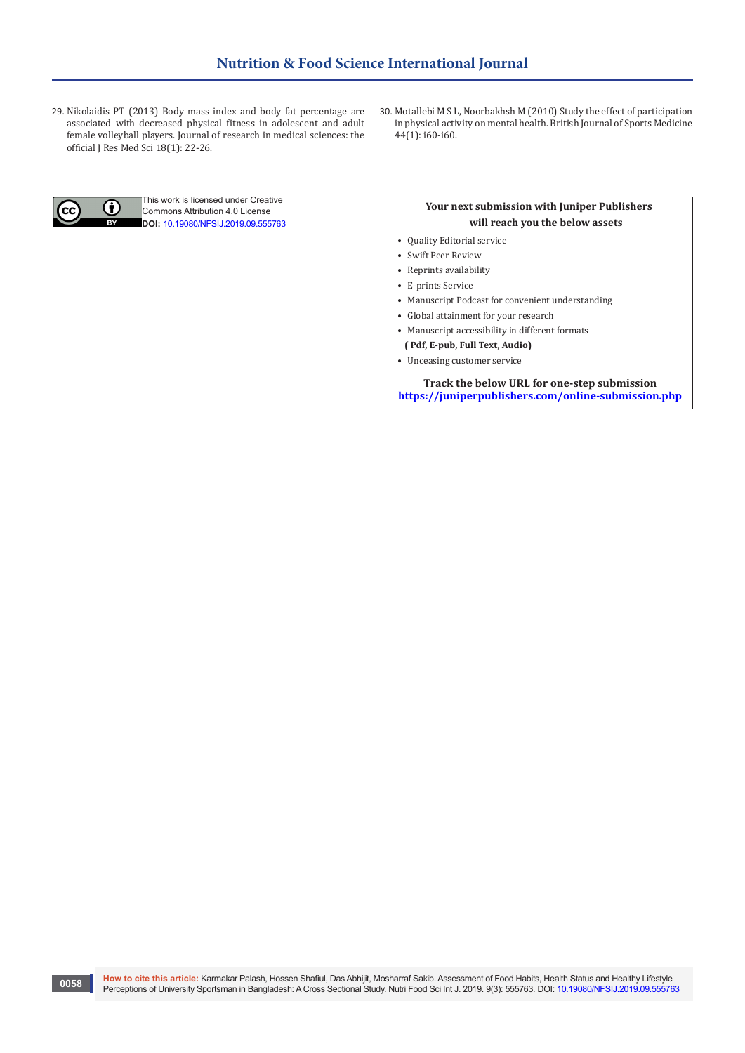29. Nikolaidis PT (2013) Body mass index and body fat percentage are associated with decreased physical fitness in adolescent and adult female volleyball players. Journal of research in medical sciences: the official J Res Med Sci 18(1): 22-26.

30. Motallebi M S L, Noorbakhsh M (2010) Study the effect of participation in physical activity on mental health. British Journal of Sports Medicine 44(1): i60-i60.

This work is licensed under Creative Commons Attribution 4.0 License
**DOI:** 10.19080/NFSIJ.2019.09.555763

**Your next submission with Juniper Publishers will reach you the below assets**

- Quality Editorial service
- Swift Peer Review
- Reprints availability
- E-prints Service
- Manuscript Podcast for convenient understanding
- Global attainment for your research
- Manuscript accessibility in different formats
  **( Pdf, E-pub, Full Text, Audio)**
- Unceasing customer service

**Track the below URL for one-step submission**
**https://juniperpublishers.com/online-submission.php**

**How to cite this article:** Karmakar Palash, Hossen Shafiul, Das Abhijit, Mosharraf Sakib. Assessment of Food Habits, Health Status and Healthy Lifestyle Perceptions of University Sportsman in Bangladesh: A Cross Sectional Study. Nutri Food Sci Int J. 2019. 9(3): 555763. DOI: 10.19080/NFSIJ.2019.09.555763